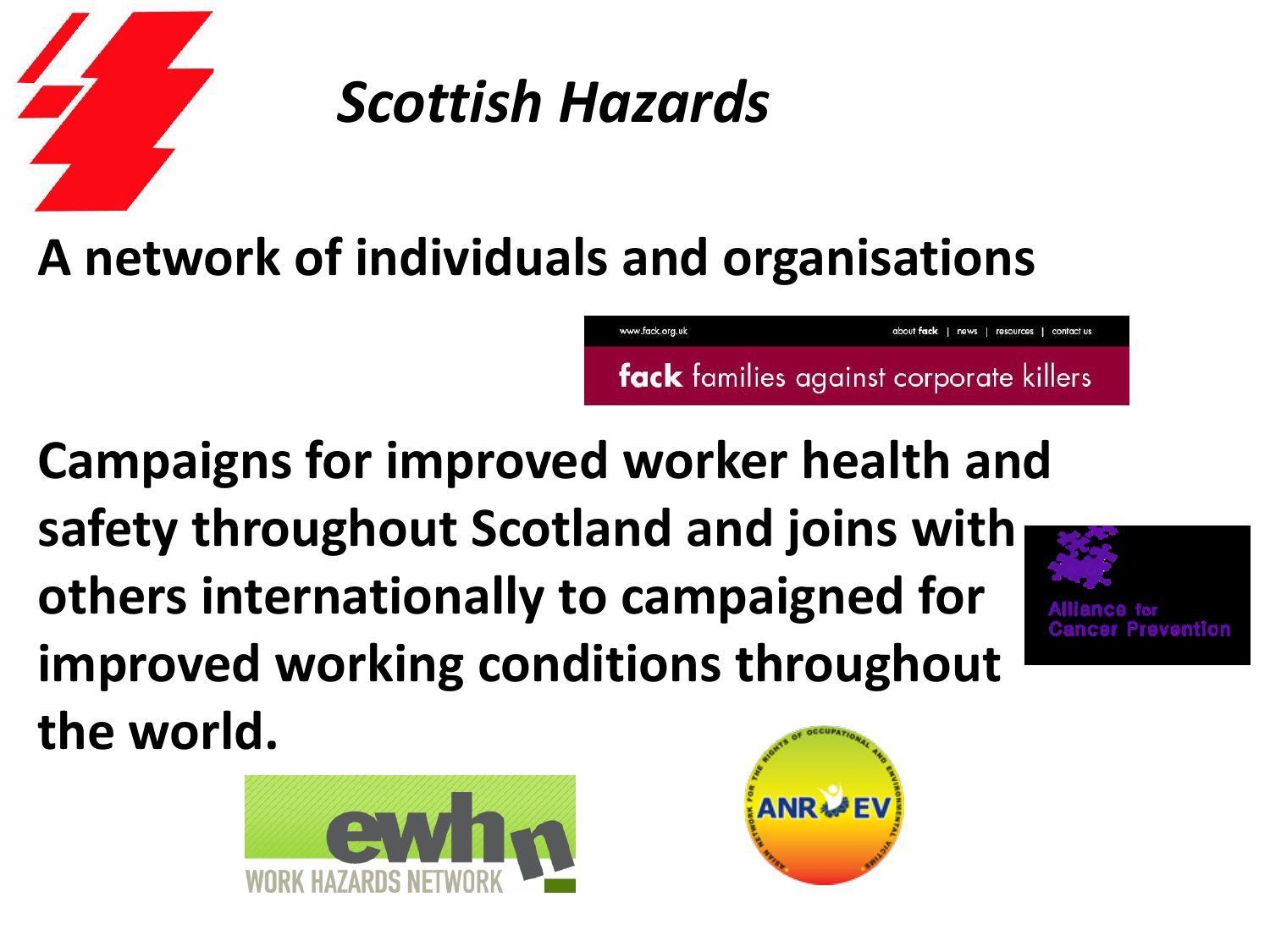# *Scottish Hazards*

**A network of individuals and organisations**

**Campaigns for improved worker health and safety throughout Scotland and joins with others internationally to campaigned for improved working conditions throughout the world.**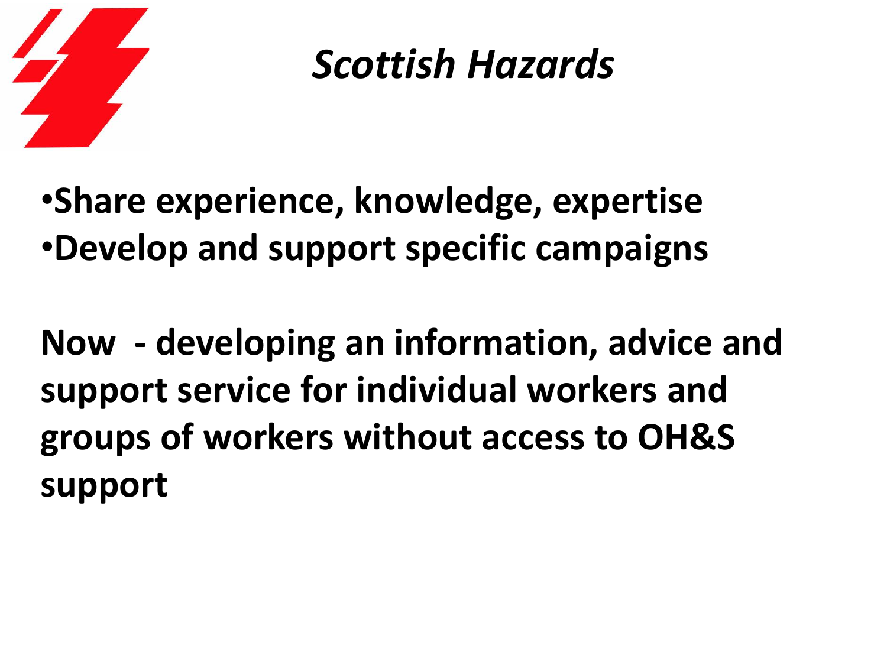# *Scottish Hazards*

- **Share experience, knowledge, expertise**
- **Develop and support specific campaigns**

**Now - developing an information, advice and support service for individual workers and groups of workers without access to OH&S support**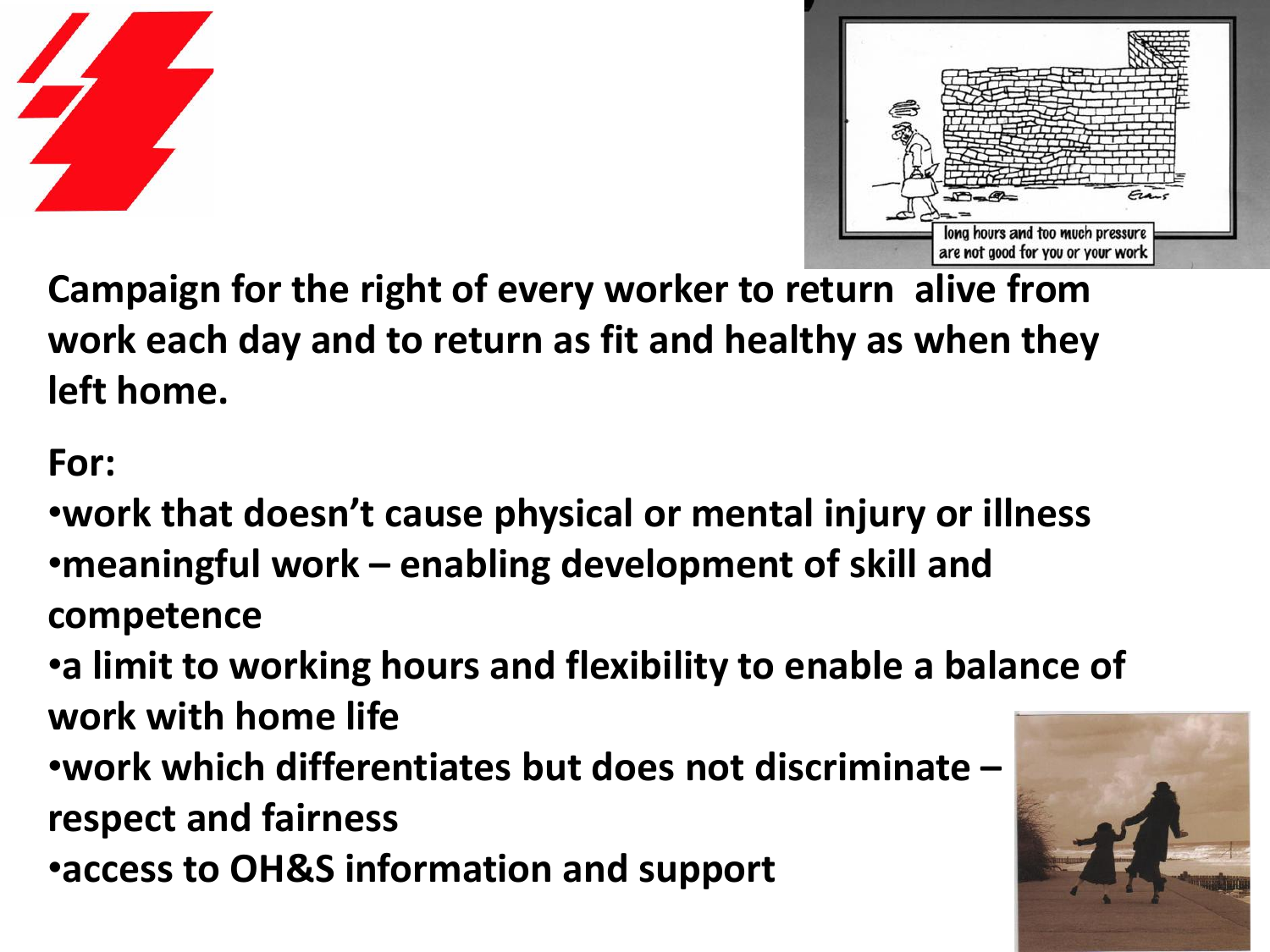**Campaign for the right of every worker to return alive from work each day and to return as fit and healthy as when they left home.**

**For:**

- **work that doesn't cause physical or mental injury or illness**
- **meaningful work – enabling development of skill and competence**
- **a limit to working hours and flexibility to enable a balance of work with home life**
- **work which differentiates but does not discriminate – respect and fairness**
- **access to OH&S information and support**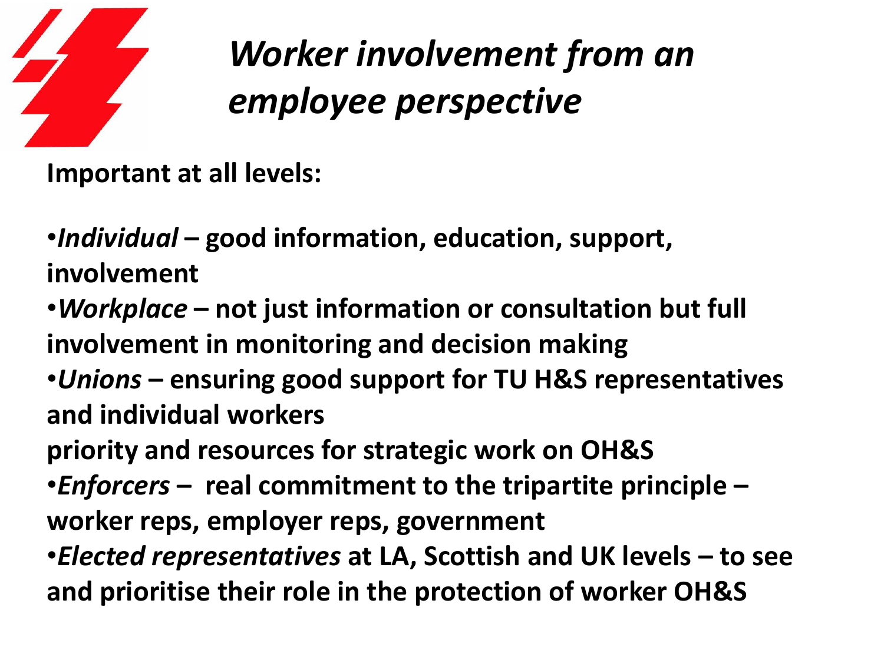# *Worker involvement from an employee perspective*

**Important at all levels:**

- ***Individual* – good information, education, support, involvement**
- ***Workplace* – not just information or consultation but full involvement in monitoring and decision making**
- ***Unions* – ensuring good support for TU H&S representatives and individual workers**

  **priority and resources for strategic work on OH&S**
- ***Enforcers* – real commitment to the tripartite principle – worker reps, employer reps, government**
- ***Elected representatives* at LA, Scottish and UK levels – to see and prioritise their role in the protection of worker OH&S**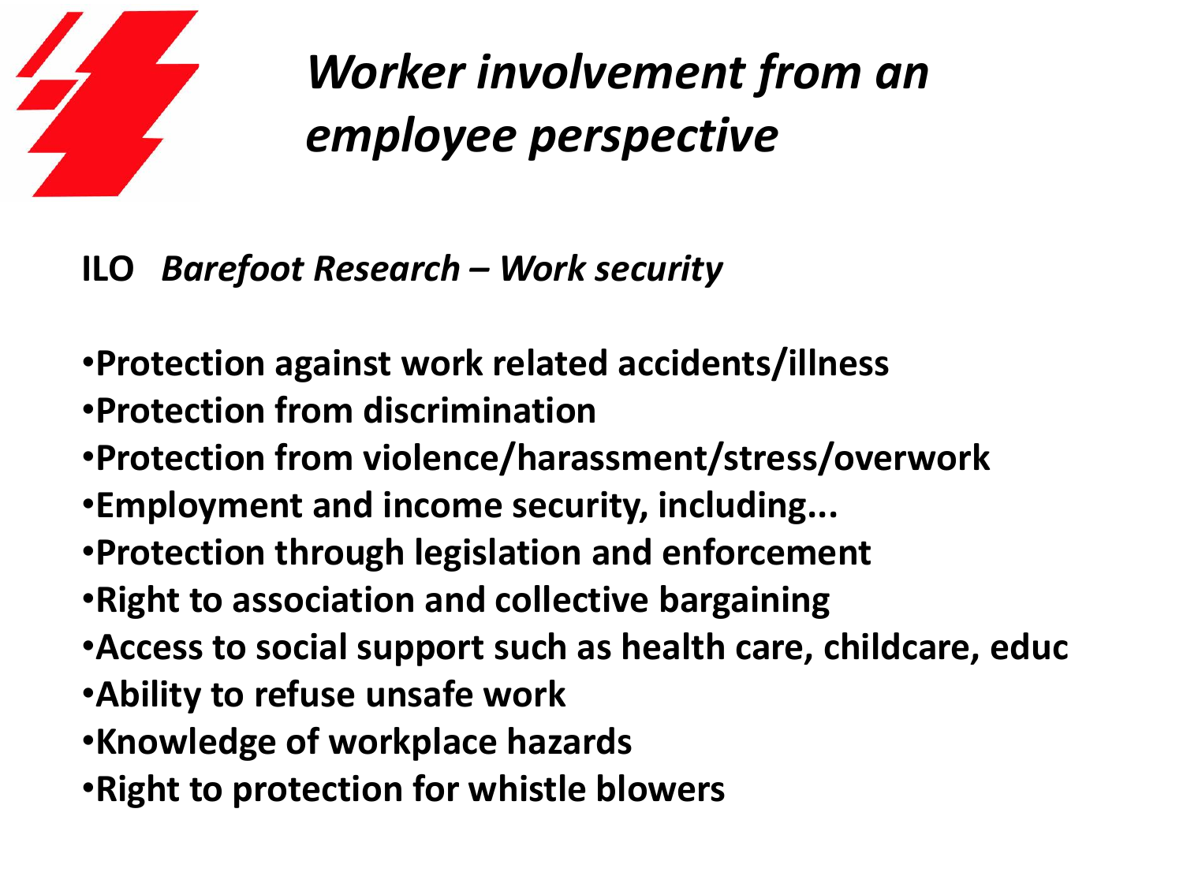# *Worker involvement from an employee perspective*

**ILO** ***Barefoot Research – Work security***

- **Protection against work related accidents/illness**
- **Protection from discrimination**
- **Protection from violence/harassment/stress/overwork**
- **Employment and income security, including...**
- **Protection through legislation and enforcement**
- **Right to association and collective bargaining**
- **Access to social support such as health care, childcare, educ**
- **Ability to refuse unsafe work**
- **Knowledge of workplace hazards**
- **Right to protection for whistle blowers**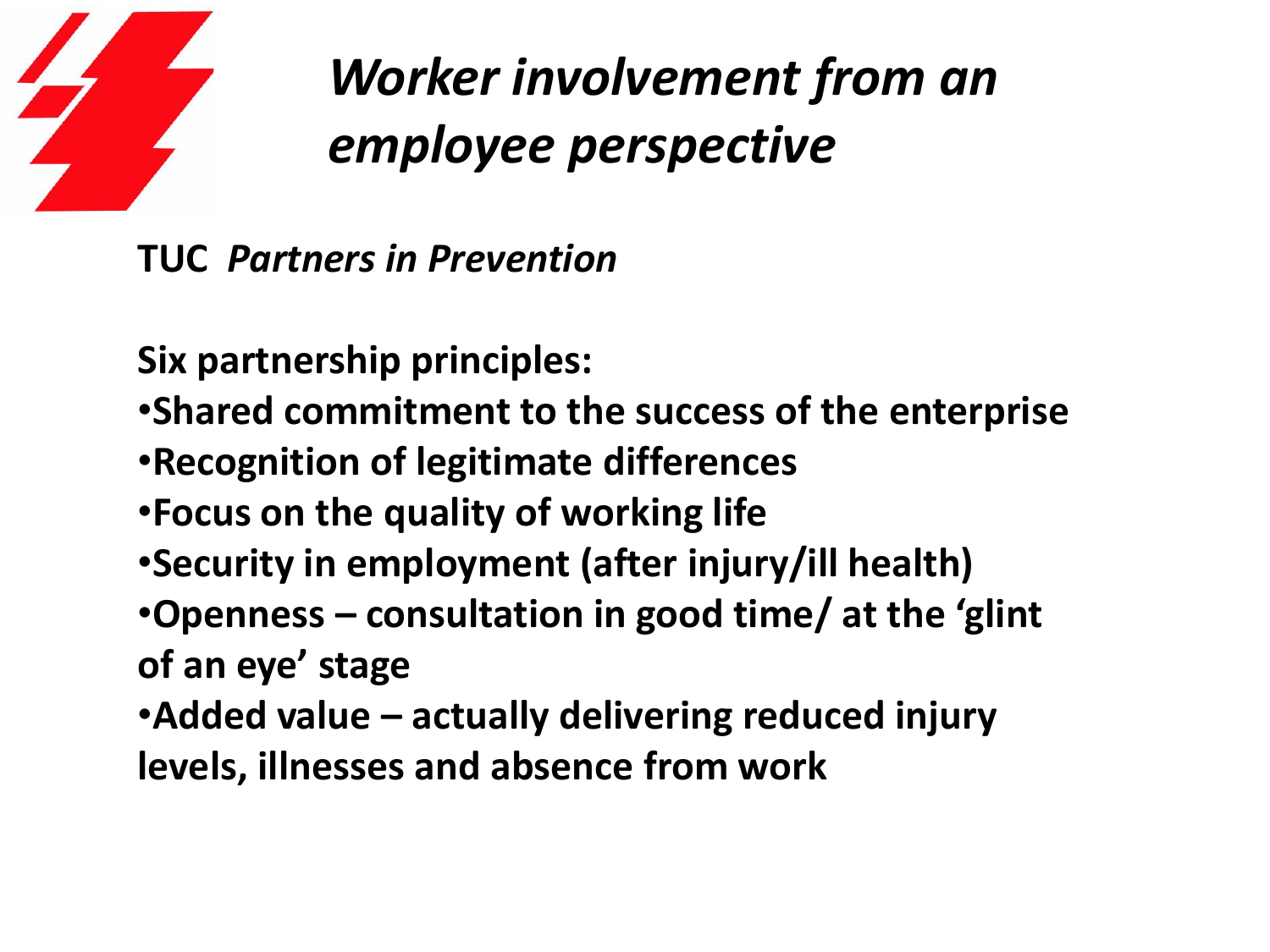# *Worker involvement from an employee perspective*

**TUC** ***Partners in Prevention***

**Six partnership principles:**

- **Shared commitment to the success of the enterprise**
- **Recognition of legitimate differences**
- **Focus on the quality of working life**
- **Security in employment (after injury/ill health)**
- **Openness – consultation in good time/ at the 'glint of an eye' stage**
- **Added value – actually delivering reduced injury levels, illnesses and absence from work**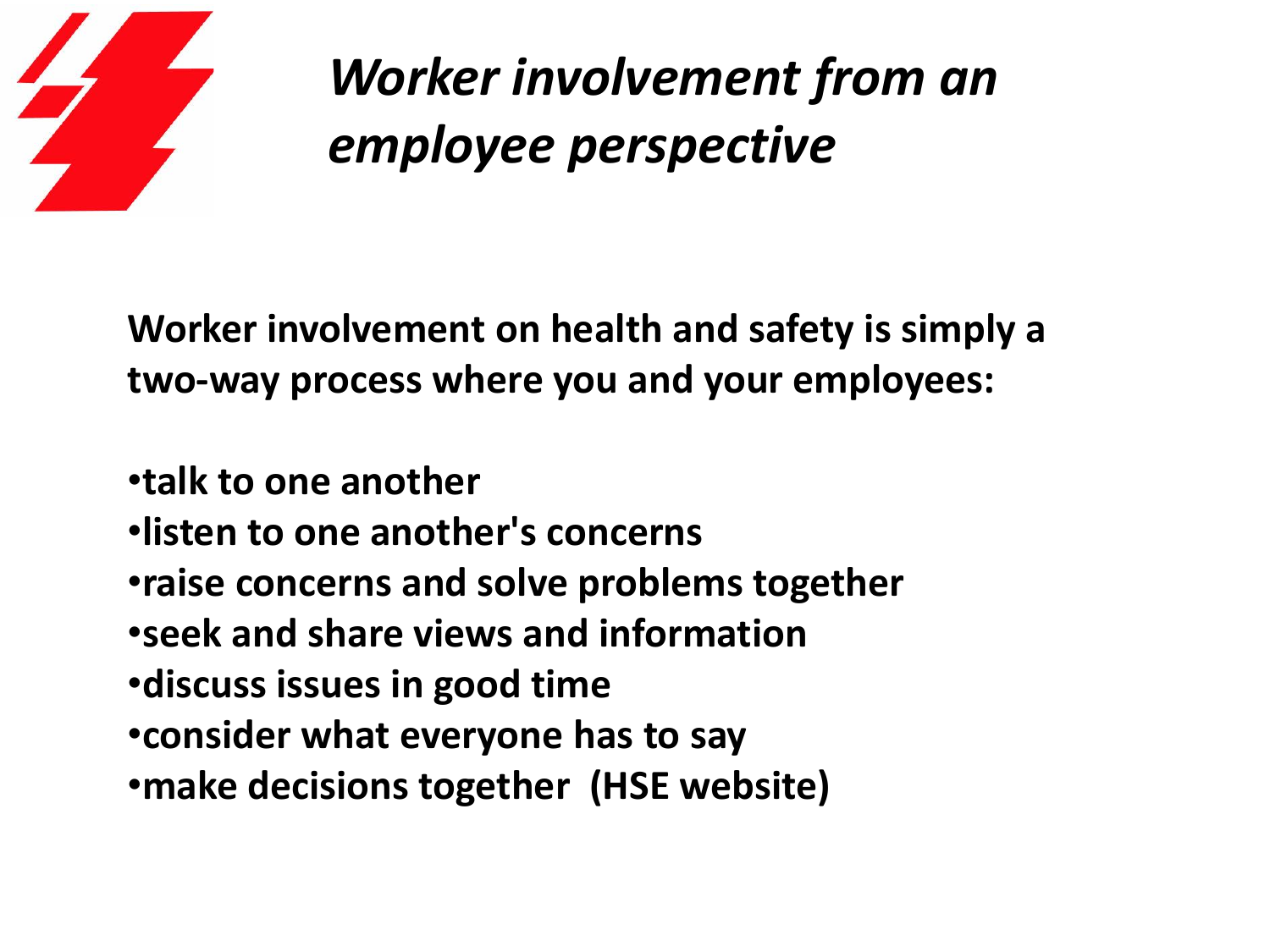# *Worker involvement from an employee perspective*

**Worker involvement on health and safety is simply a two-way process where you and your employees:**

- **talk to one another**
- **listen to one another's concerns**
- **raise concerns and solve problems together**
- **seek and share views and information**
- **discuss issues in good time**
- **consider what everyone has to say**
- **make decisions together (HSE website)**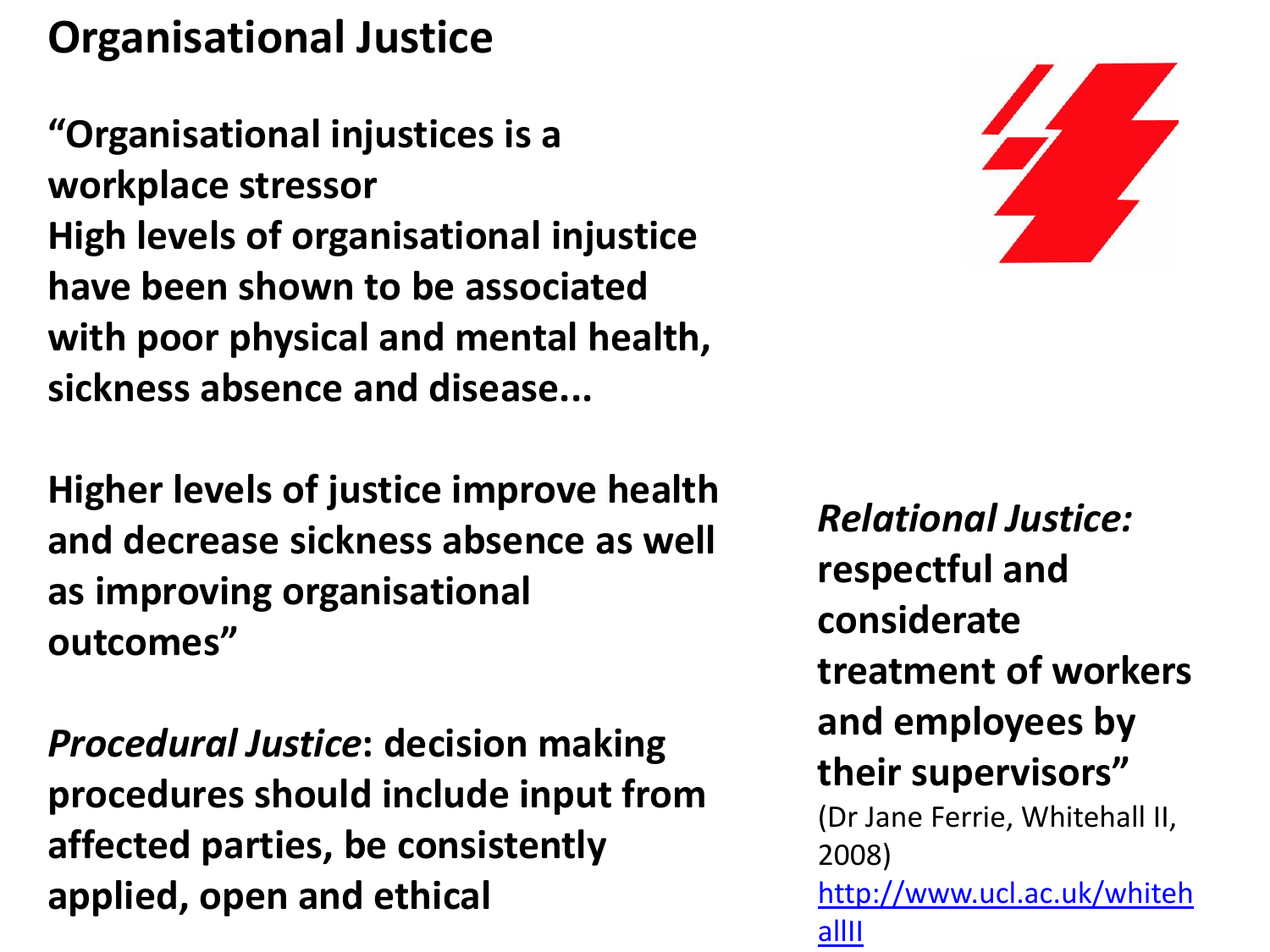# Organisational Justice

**"Organisational injustices is a workplace stressor**
**High levels of organisational injustice have been shown to be associated with poor physical and mental health, sickness absence and disease...**

**Higher levels of justice improve health and decrease sickness absence as well as improving organisational outcomes"**

***Procedural Justice*: decision making procedures should include input from affected parties, be consistently applied, open and ethical**

***Relational Justice:* respectful and considerate treatment of workers and employees by their supervisors"**

(Dr Jane Ferrie, Whitehall II, 2008)

[http://www.ucl.ac.uk/whitehallII](http://www.ucl.ac.uk/whitehallII)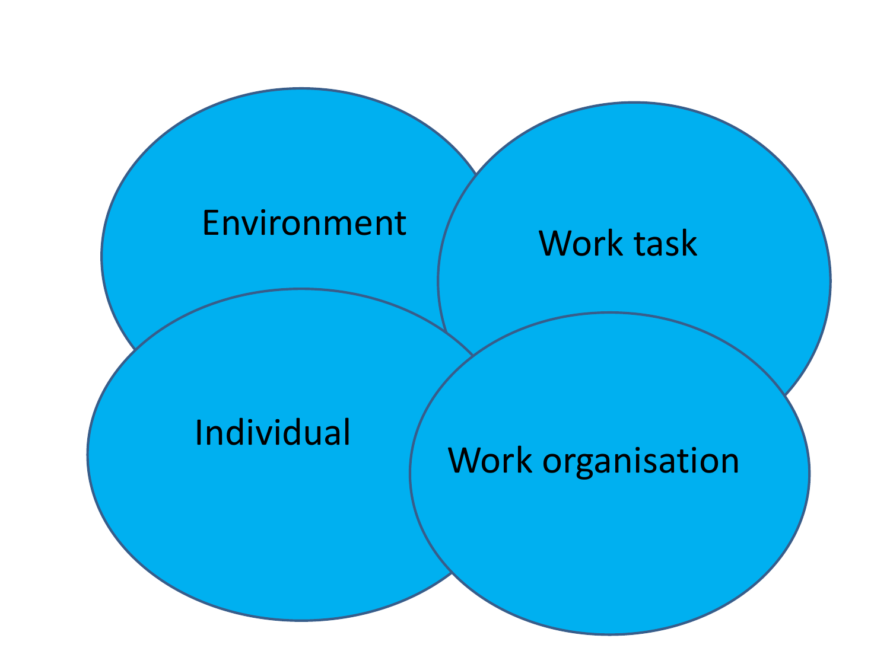Environment

Work task

Individual

Work organisation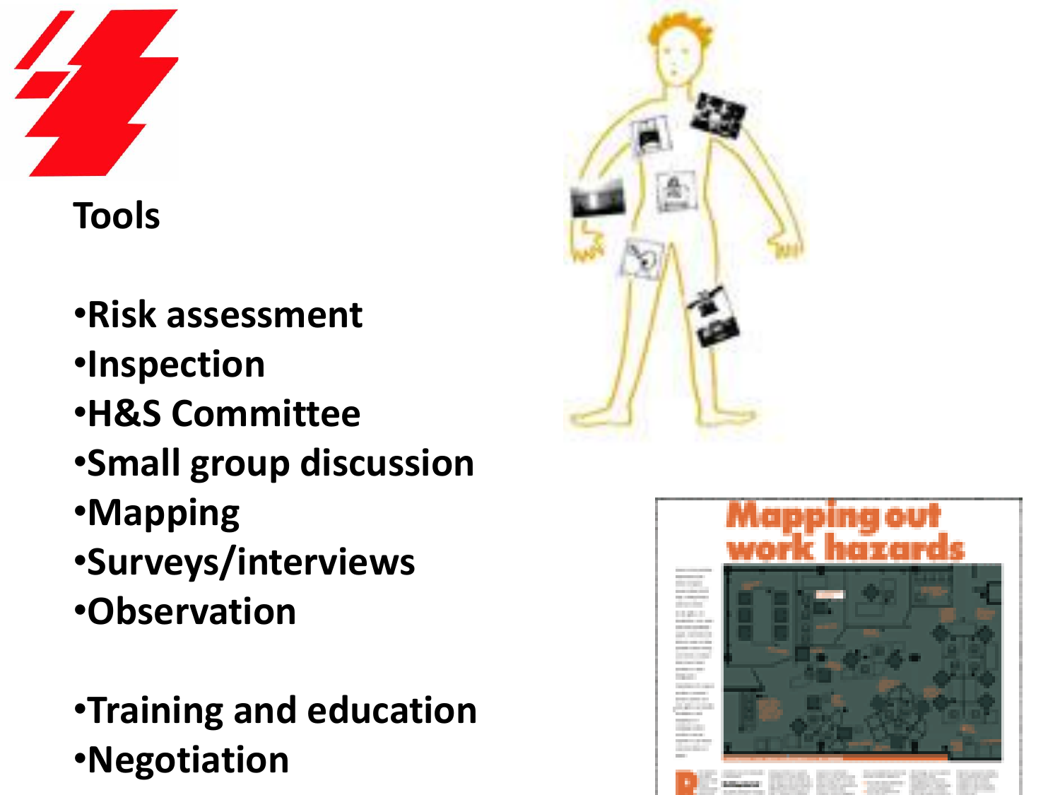## Tools

- Risk assessment
- Inspection
- H&S Committee
- Small group discussion
- Mapping
- Surveys/interviews
- Observation

- Training and education
- Negotiation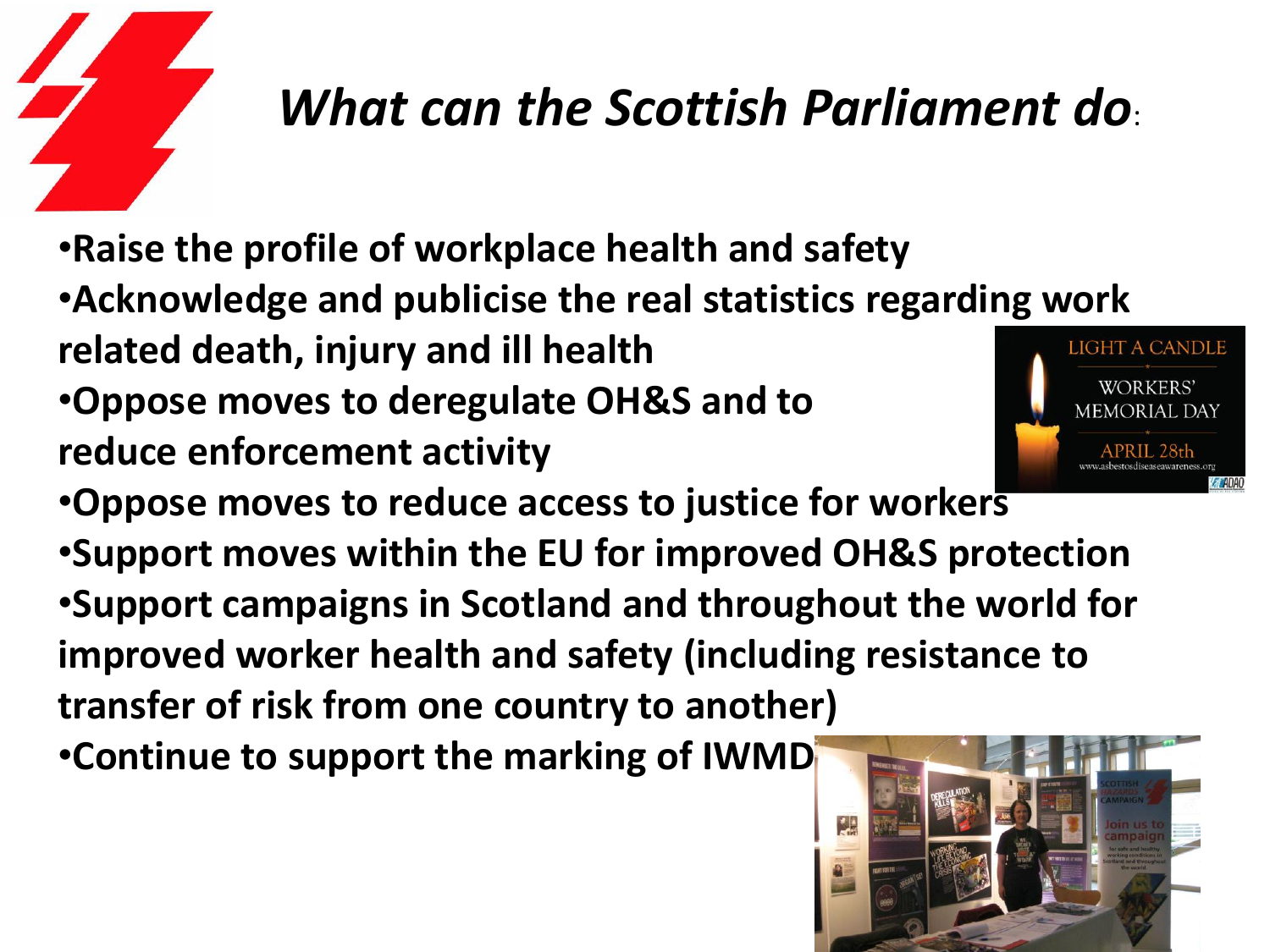# *What can the Scottish Parliament do*:

- **Raise the profile of workplace health and safety**
- **Acknowledge and publicise the real statistics regarding work related death, injury and ill health**
- **Oppose moves to deregulate OH&S and to reduce enforcement activity**
- **Oppose moves to reduce access to justice for workers**
- **Support moves within the EU for improved OH&S protection**
- **Support campaigns in Scotland and throughout the world for improved worker health and safety (including resistance to transfer of risk from one country to another)**
- **Continue to support the marking of IWMD**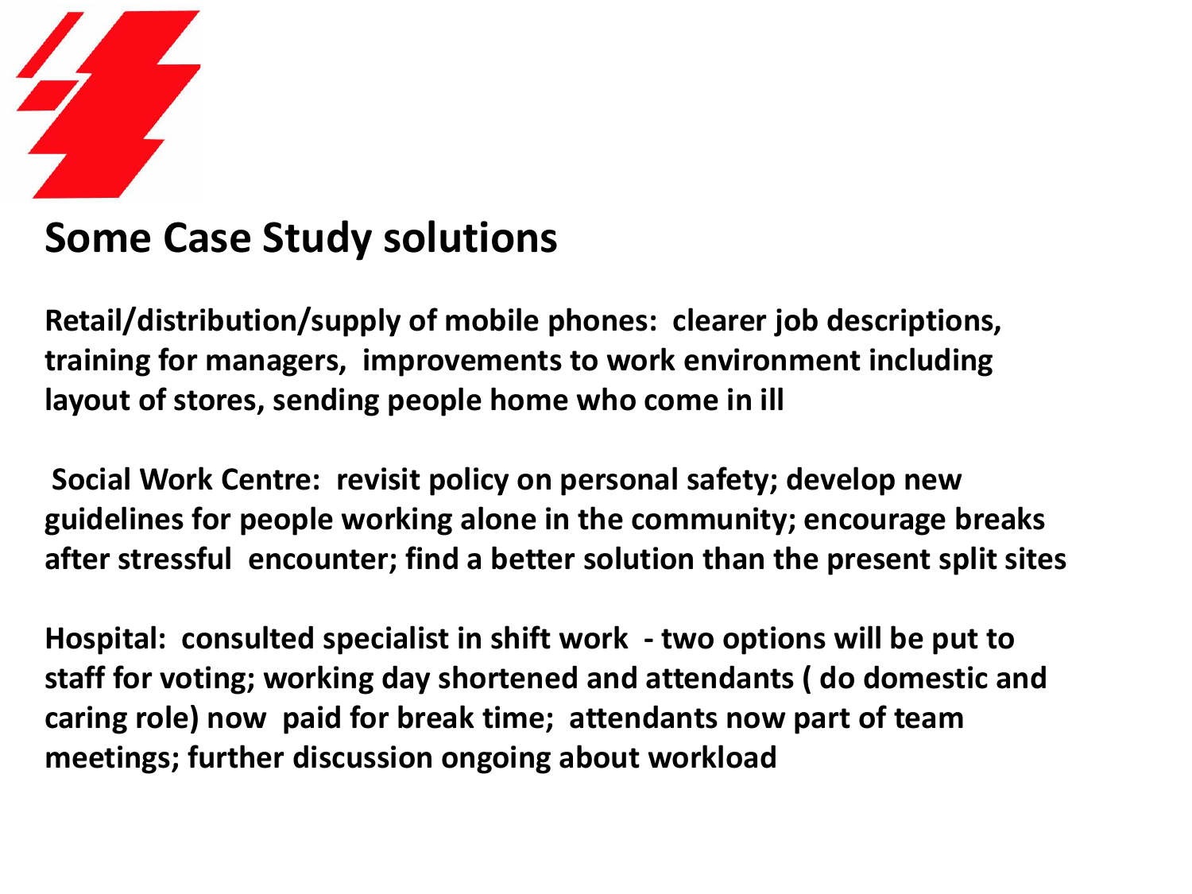## Some Case Study solutions

**Retail/distribution/supply of mobile phones: clearer job descriptions, training for managers, improvements to work environment including layout of stores, sending people home who come in ill**

**Social Work Centre: revisit policy on personal safety; develop new guidelines for people working alone in the community; encourage breaks after stressful encounter; find a better solution than the present split sites**

**Hospital: consulted specialist in shift work - two options will be put to staff for voting; working day shortened and attendants ( do domestic and caring role) now paid for break time; attendants now part of team meetings; further discussion ongoing about workload**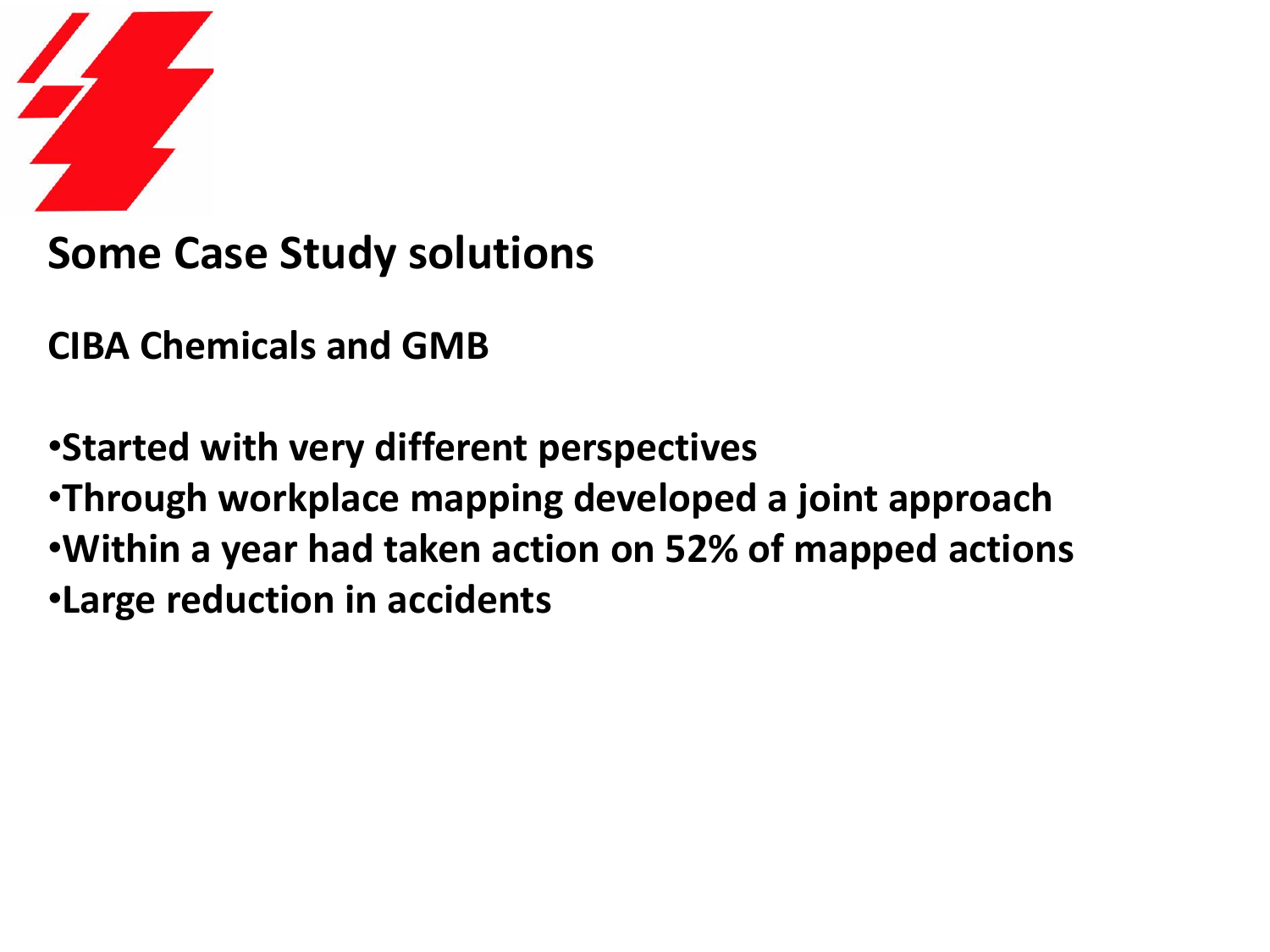## Some Case Study solutions

**CIBA Chemicals and GMB**

- **Started with very different perspectives**
- **Through workplace mapping developed a joint approach**
- **Within a year had taken action on 52% of mapped actions**
- **Large reduction in accidents**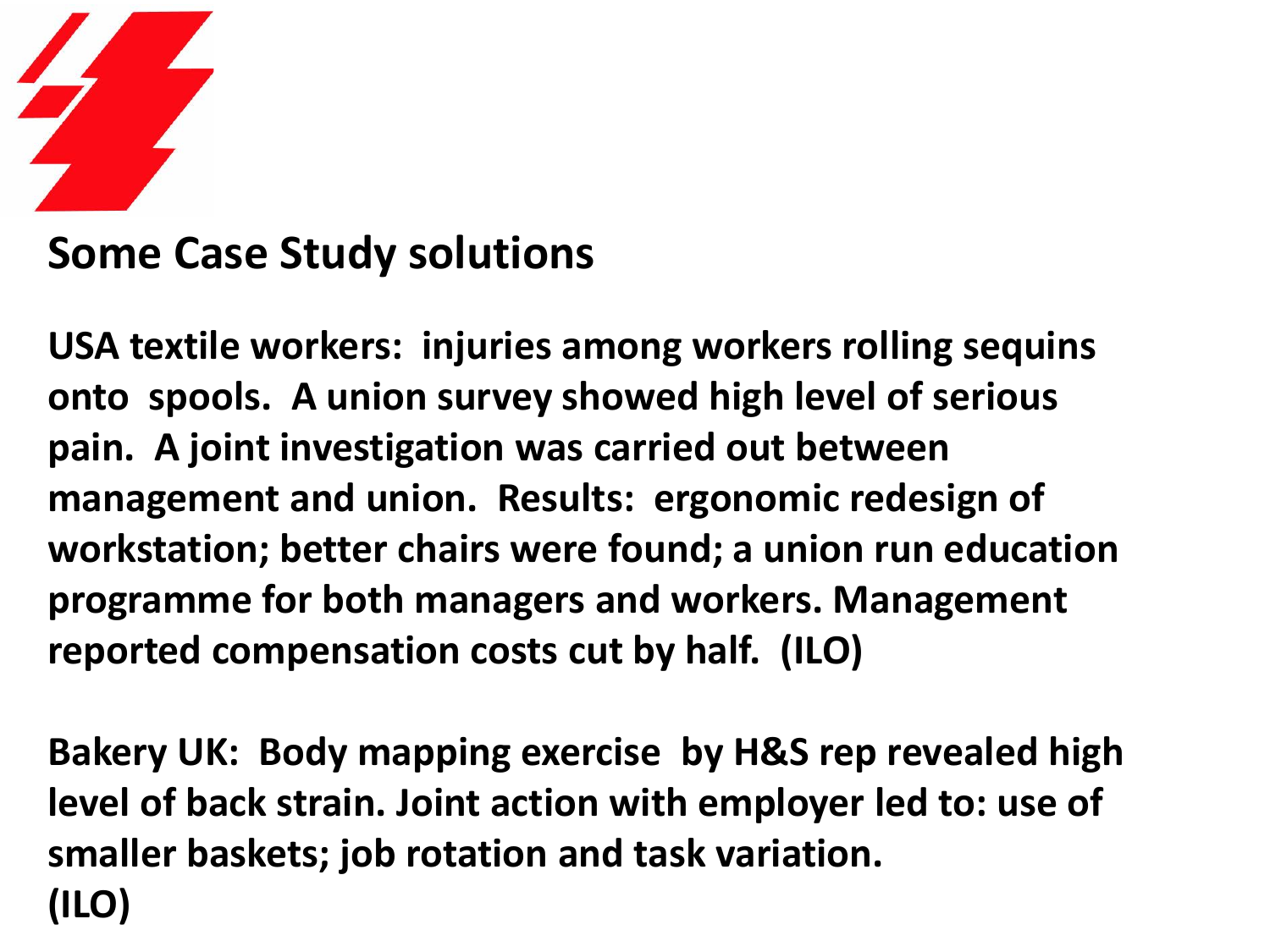## Some Case Study solutions

**USA textile workers: injuries among workers rolling sequins onto spools. A union survey showed high level of serious pain. A joint investigation was carried out between management and union. Results: ergonomic redesign of workstation; better chairs were found; a union run education programme for both managers and workers. Management reported compensation costs cut by half. (ILO)**

**Bakery UK: Body mapping exercise by H&S rep revealed high level of back strain. Joint action with employer led to: use of smaller baskets; job rotation and task variation. (ILO)**